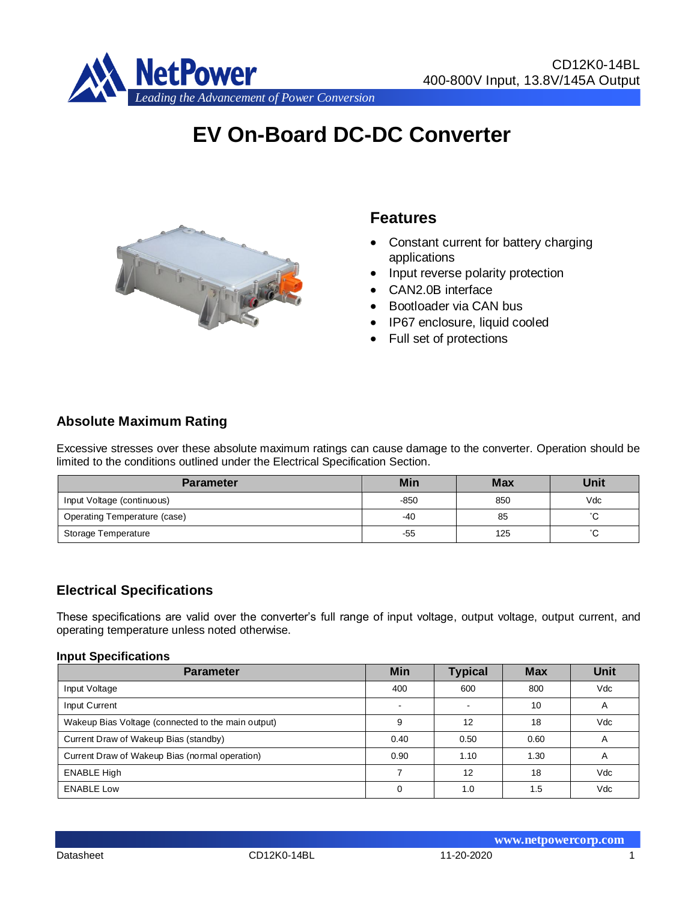CD12K0-14BL
400-800V Input, 13.8V/145A Output

# EV On-Board DC-DC Converter

## Features

- Constant current for battery charging applications
- Input reverse polarity protection
- CAN2.0B interface
- Bootloader via CAN bus
- IP67 enclosure, liquid cooled
- Full set of protections

## Absolute Maximum Rating

Excessive stresses over these absolute maximum ratings can cause damage to the converter. Operation should be limited to the conditions outlined under the Electrical Specification Section.

| Parameter | Min | Max | Unit |
|---|---|---|---|
| Input Voltage (continuous) | -850 | 850 | Vdc |
| Operating Temperature (case) | -40 | 85 | ˚C |
| Storage Temperature | -55 | 125 | ˚C |

## Electrical Specifications

These specifications are valid over the converter's full range of input voltage, output voltage, output current, and operating temperature unless noted otherwise.

### Input Specifications

| Parameter | Min | Typical | Max | Unit |
|---|---|---|---|---|
| Input Voltage | 400 | 600 | 800 | Vdc |
| Input Current | - | - | 10 | A |
| Wakeup Bias Voltage (connected to the main output) | 9 | 12 | 18 | Vdc |
| Current Draw of Wakeup Bias (standby) | 0.40 | 0.50 | 0.60 | A |
| Current Draw of Wakeup Bias (normal operation) | 0.90 | 1.10 | 1.30 | A |
| ENABLE High | 7 | 12 | 18 | Vdc |
| ENABLE Low | 0 | 1.0 | 1.5 | Vdc |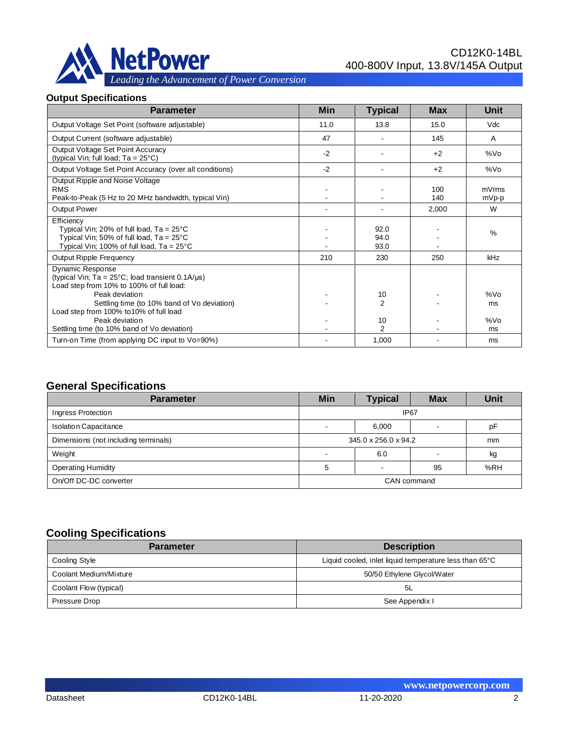## Output Specifications

| Parameter | Min | Typical | Max | Unit |
|---|---|---|---|---|
| Output Voltage Set Point (software adjustable) | 11.0 | 13.8 | 15.0 | Vdc |
| Output Current (software adjustable) | 47 | - | 145 | A |
| Output Voltage Set Point Accuracy<br>(typical Vin; full load; Ta = 25°C) | -2 | - | +2 | %Vo |
| Output Voltage Set Point Accuracy (over all conditions) | -2 | - | +2 | %Vo |
| Output Ripple and Noise Voltage<br>RMS<br>Peak-to-Peak (5 Hz to 20 MHz bandwidth, typical Vin) | <br>-<br>- | <br>-<br>- | <br>100<br>140 | <br>mVrms<br>mVp-p |
| Output Power | - | - | 2,000 | W |
| Efficiency<br>Typical Vin; 20% of full load, Ta = 25°C<br>Typical Vin; 50% of full load, Ta = 25°C<br>Typical Vin; 100% of full load, Ta = 25°C | <br>-<br>-<br>- | <br>92.0<br>94.0<br>93.0 | <br>-<br>-<br>- | % |
| Output Ripple Frequency | 210 | 230 | 250 | kHz |
| Dynamic Response<br>(typical Vin; Ta = 25°C; load transient 0.1A/µs)<br>Load step from 10% to 100% of full load:<br>Peak deviation<br>Settling time (to 10% band of Vo deviation)<br>Load step from 100% to10% of full load<br>Peak deviation<br>Settling time (to 10% band of Vo deviation) | <br><br><br>-<br>-<br><br>-<br>- | <br><br><br>10<br>2<br><br>10<br>2 | <br><br><br>-<br>-<br><br>-<br>- | <br><br><br>%Vo<br>ms<br><br>%Vo<br>ms |
| Turn-on Time (from applying DC input to Vo=90%) | - | 1,000 | - | ms |

## General Specifications

| Parameter | Min | Typical | Max | Unit |
|---|---|---|---|---|
| Ingress Protection | IP67 | | | |
| Isolation Capacitance | - | 6,000 | - | pF |
| Dimensions (not including terminals) | 345.0 x 256.0 x 94.2 | | | mm |
| Weight | - | 6.0 | - | kg |
| Operating Humidity | 5 | - | 95 | %RH |
| On/Off DC-DC converter | CAN command | | | |

## Cooling Specifications

| Parameter | Description |
|---|---|
| Cooling Style | Liquid cooled, inlet liquid temperature less than 65°C |
| Coolant Medium/Mixture | 50/50 Ethylene Glycol/Water |
| Coolant Flow (typical) | 5L |
| Pressure Drop | See Appendix I |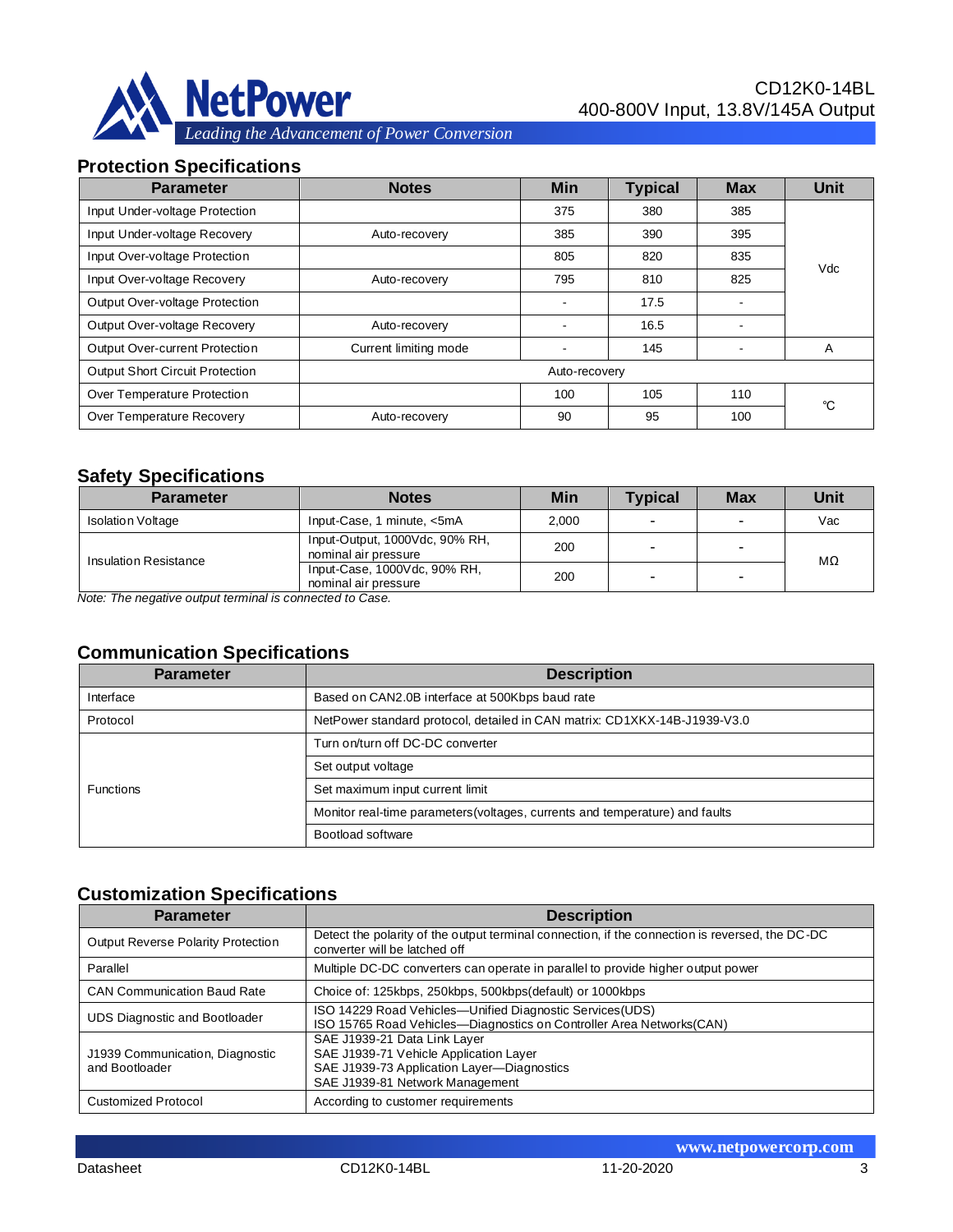## Protection Specifications

| Parameter | Notes | Min | Typical | Max | Unit |
|---|---|---|---|---|---|
| Input Under-voltage Protection | | 375 | 380 | 385 | Vdc |
| Input Under-voltage Recovery | Auto-recovery | 385 | 390 | 395 | Vdc |
| Input Over-voltage Protection | | 805 | 820 | 835 | Vdc |
| Input Over-voltage Recovery | Auto-recovery | 795 | 810 | 825 | Vdc |
| Output Over-voltage Protection | | - | 17.5 | - | Vdc |
| Output Over-voltage Recovery | Auto-recovery | - | 16.5 | - | Vdc |
| Output Over-current Protection | Current limiting mode | - | 145 | - | A |
| Output Short Circuit Protection | Auto-recovery | | | | |
| Over Temperature Protection | | 100 | 105 | 110 | ℃ |
| Over Temperature Recovery | Auto-recovery | 90 | 95 | 100 | ℃ |

## Safety Specifications

| Parameter | Notes | Min | Typical | Max | Unit |
|---|---|---|---|---|---|
| Isolation Voltage | Input-Case, 1 minute, <5mA | 2,000 | - | - | Vac |
| Insulation Resistance | Input-Output, 1000Vdc, 90% RH, nominal air pressure | 200 | - | - | MΩ |
| | Input-Case, 1000Vdc, 90% RH, nominal air pressure | 200 | - | - | MΩ |

*Note: The negative output terminal is connected to Case.*

## Communication Specifications

| Parameter | Description |
|---|---|
| Interface | Based on CAN2.0B interface at 500Kbps baud rate |
| Protocol | NetPower standard protocol, detailed in CAN matrix: CD1XKX-14B-J1939-V3.0 |
| Functions | Turn on/turn off DC-DC converter |
| | Set output voltage |
| | Set maximum input current limit |
| | Monitor real-time parameters(voltages, currents and temperature) and faults |
| | Bootload software |

## Customization Specifications

| Parameter | Description |
|---|---|
| Output Reverse Polarity Protection | Detect the polarity of the output terminal connection, if the connection is reversed, the DC-DC converter will be latched off |
| Parallel | Multiple DC-DC converters can operate in parallel to provide higher output power |
| CAN Communication Baud Rate | Choice of: 125kbps, 250kbps, 500kbps(default) or 1000kbps |
| UDS Diagnostic and Bootloader | ISO 14229 Road Vehicles—Unified Diagnostic Services(UDS)<br>ISO 15765 Road Vehicles—Diagnostics on Controller Area Networks(CAN) |
| J1939 Communication, Diagnostic and Bootloader | SAE J1939-21 Data Link Layer<br>SAE J1939-71 Vehicle Application Layer<br>SAE J1939-73 Application Layer—Diagnostics<br>SAE J1939-81 Network Management |
| Customized Protocol | According to customer requirements |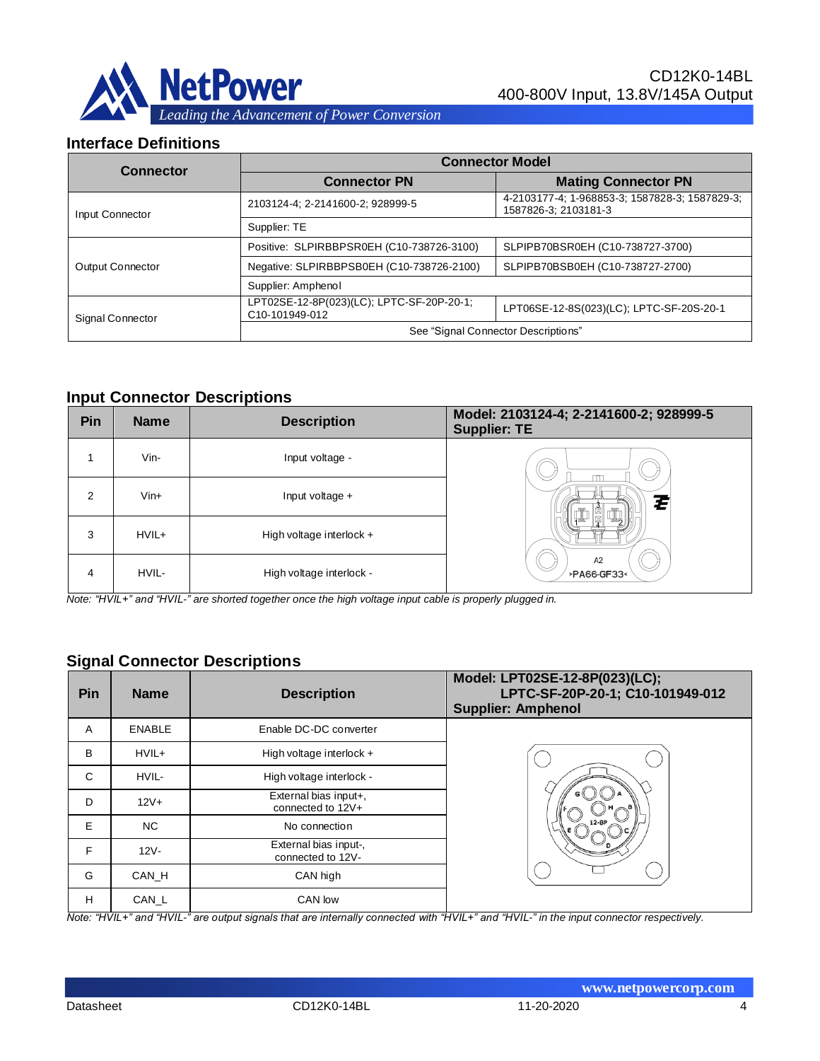## Interface Definitions

| Connector | Connector Model | |
|---|---|---|
| | **Connector PN** | **Mating Connector PN** |
| Input Connector | 2103124-4; 2-2141600-2; 928999-5 | 4-2103177-4; 1-968853-3; 1587828-3; 1587829-3; 1587826-3; 2103181-3 |
| | Supplier: TE | |
| Output Connector | Positive: SLPIRBBPSR0EH (C10-738726-3100) | SLPIPB70BSR0EH (C10-738727-3700) |
| | Negative: SLPIRBBPSB0EH (C10-738726-2100) | SLPIPB70BSB0EH (C10-738727-2700) |
| | Supplier: Amphenol | |
| Signal Connector | LPT02SE-12-8P(023)(LC); LPTC-SF-20P-20-1; C10-101949-012 | LPT06SE-12-8S(023)(LC); LPTC-SF-20S-20-1 |
| | See "Signal Connector Descriptions" | |

## Input Connector Descriptions

| Pin | Name | Description | Model: 2103124-4; 2-2141600-2; 928999-5 Supplier: TE |
|---|---|---|---|
| 1 | Vin- | Input voltage - | |
| 2 | Vin+ | Input voltage + | |
| 3 | HVIL+ | High voltage interlock + | |
| 4 | HVIL- | High voltage interlock - | |

*Note: "HVIL+" and "HVIL-" are shorted together once the high voltage input cable is properly plugged in.*

## Signal Connector Descriptions

| Pin | Name | Description | Model: LPT02SE-12-8P(023)(LC); LPTC-SF-20P-20-1; C10-101949-012 Supplier: Amphenol |
|---|---|---|---|
| A | ENABLE | Enable DC-DC converter | |
| B | HVIL+ | High voltage interlock + | |
| C | HVIL- | High voltage interlock - | |
| D | 12V+ | External bias input+, connected to 12V+ | |
| E | NC | No connection | |
| F | 12V- | External bias input-, connected to 12V- | |
| G | CAN_H | CAN high | |
| H | CAN_L | CAN low | |

*Note: "HVIL+" and "HVIL-" are output signals that are internally connected with "HVIL+" and "HVIL-" in the input connector respectively.*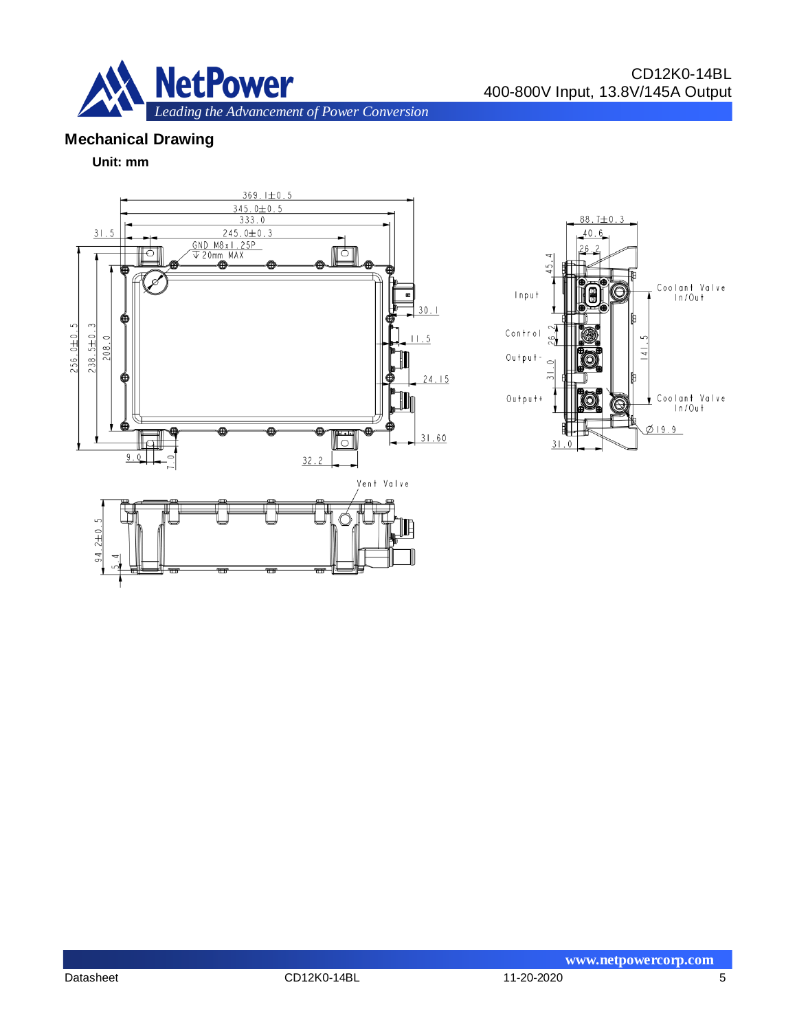## Mechanical Drawing

**Unit: mm**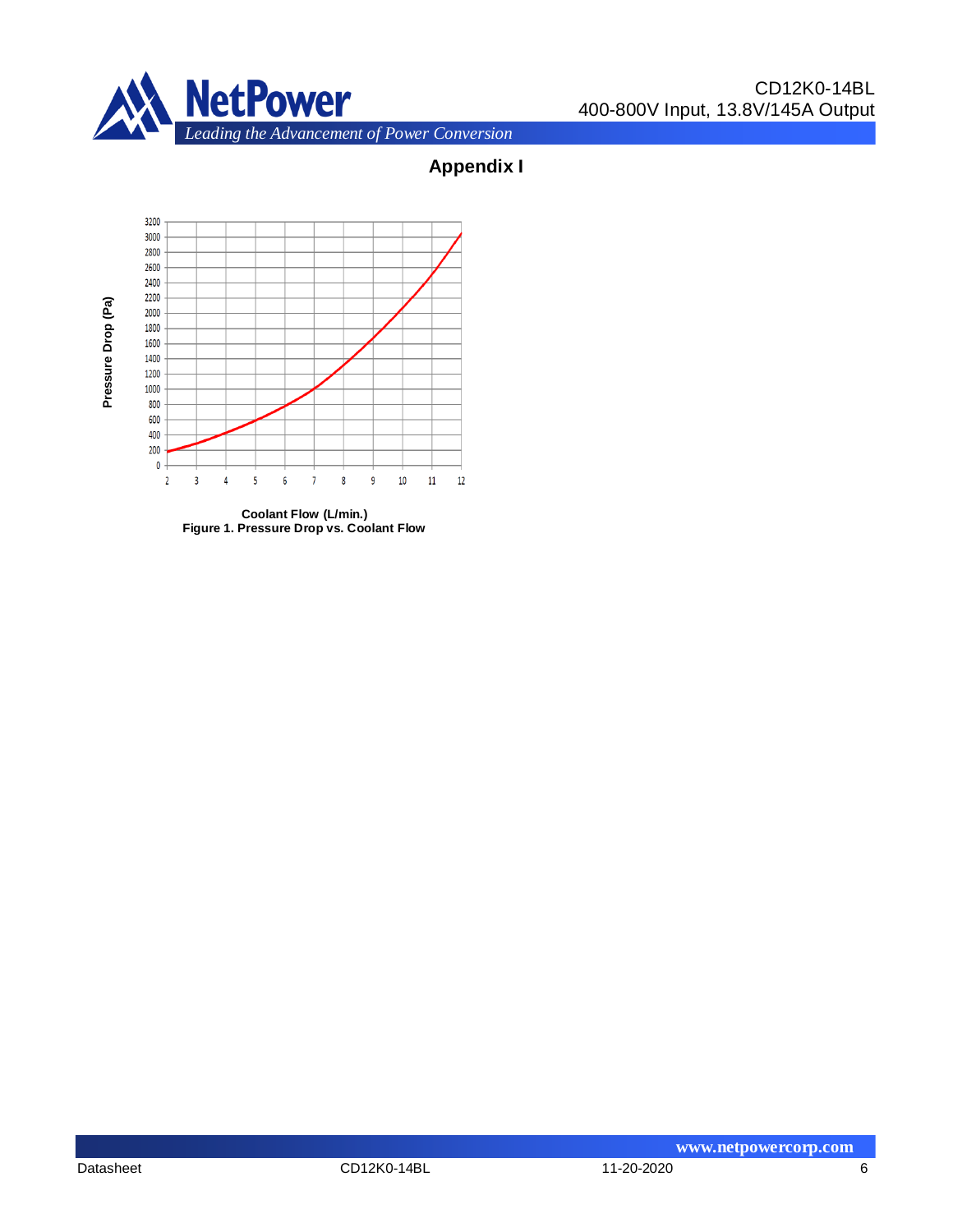# Appendix I

Pressure Drop (Pa)

3200
3000
2800
2600
2400
2200
2000
1800
1600
1400
1200
1000
800
600
400
200
0

2 3 4 5 6 7 8 9 10 11 12

**Coolant Flow (L/min.)**

**Figure 1. Pressure Drop vs. Coolant Flow**